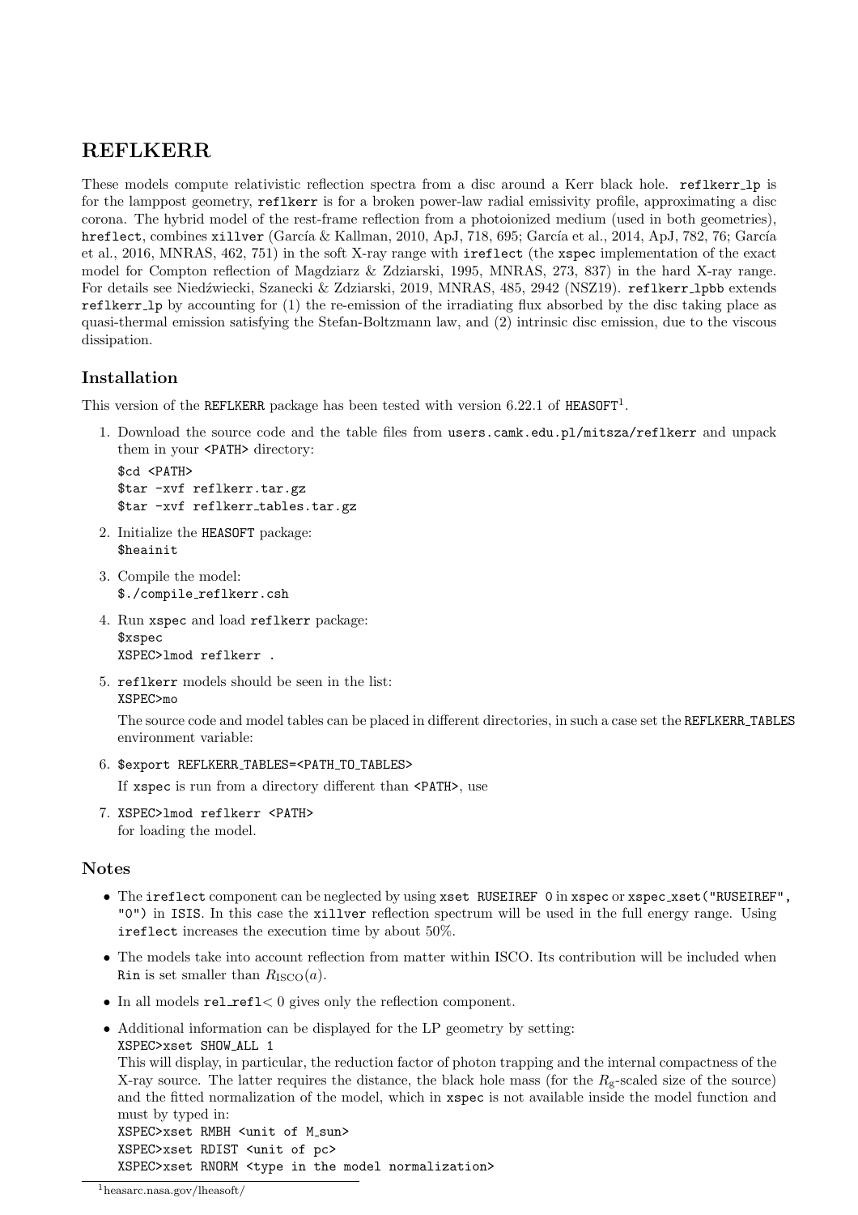# REFLKERR

These models compute relativistic reflection spectra from a disc around a Kerr black hole. `reflkerr_lp` is for the lamppost geometry, `reflkerr` is for a broken power-law radial emissivity profile, approximating a disc corona. The hybrid model of the rest-frame reflection from a photoionized medium (used in both geometries), `hreflect`, combines `xillver` (García & Kallman, 2010, ApJ, 718, 695; García et al., 2014, ApJ, 782, 76; García et al., 2016, MNRAS, 462, 751) in the soft X-ray range with `ireflect` (the `xspec` implementation of the exact model for Compton reflection of Magdziarz & Zdziarski, 1995, MNRAS, 273, 837) in the hard X-ray range. For details see Niedźwiecki, Szanecki & Zdziarski, 2019, MNRAS, 485, 2942 (NSZ19). `reflkerr_lpbb` extends `reflkerr_lp` by accounting for (1) the re-emission of the irradiating flux absorbed by the disc taking place as quasi-thermal emission satisfying the Stefan-Boltzmann law, and (2) intrinsic disc emission, due to the viscous dissipation.

## Installation

This version of the `REFLKERR` package has been tested with version 6.22.1 of `HEASOFT`[1].

1. Download the source code and the table files from `users.camk.edu.pl/mitsza/reflkerr` and unpack them in your `<PATH>` directory:
   ```
   $cd <PATH>
   $tar -xvf reflkerr.tar.gz
   $tar -xvf reflkerr_tables.tar.gz
   ```
2. Initialize the `HEASOFT` package:
   ```
   $heainit
   ```
3. Compile the model:
   ```
   $./compile_reflkerr.csh
   ```
4. Run `xspec` and load `reflkerr` package:
   ```
   $xspec
   XSPEC>lmod reflkerr .
   ```
5. `reflkerr` models should be seen in the list:
   ```
   XSPEC>mo
   ```
   The source code and model tables can be placed in different directories, in such a case set the `REFLKERR_TABLES` environment variable:
6. ```
   $export REFLKERR_TABLES=<PATH_TO_TABLES>
   ```
   If `xspec` is run from a directory different than `<PATH>`, use
7. ```
   XSPEC>lmod reflkerr <PATH>
   ```
   for loading the model.

## Notes

- The `ireflect` component can be neglected by using `xset RUSEIREF 0` in `xspec` or `xspec_xset("RUSEIREF", "0")` in `ISIS`. In this case the `xillver` reflection spectrum will be used in the full energy range. Using `ireflect` increases the execution time by about 50%.
- The models take into account reflection from matter within ISCO. Its contribution will be included when `Rin` is set smaller than $R_{\rm ISCO}(a)$.
- In all models `rel_refl` $< 0$ gives only the reflection component.
- Additional information can be displayed for the LP geometry by setting:
  ```
  XSPEC>xset SHOW_ALL 1
  ```
  This will display, in particular, the reduction factor of photon trapping and the internal compactness of the X-ray source. The latter requires the distance, the black hole mass (for the $R_{\rm g}$-scaled size of the source) and the fitted normalization of the model, which in `xspec` is not available inside the model function and must by typed in:
  ```
  XSPEC>xset RMBH <unit of M_sun>
  XSPEC>xset RDIST <unit of pc>
  XSPEC>xset RNORM <type in the model normalization>
  ```

[1] heasarc.nasa.gov/lheasoft/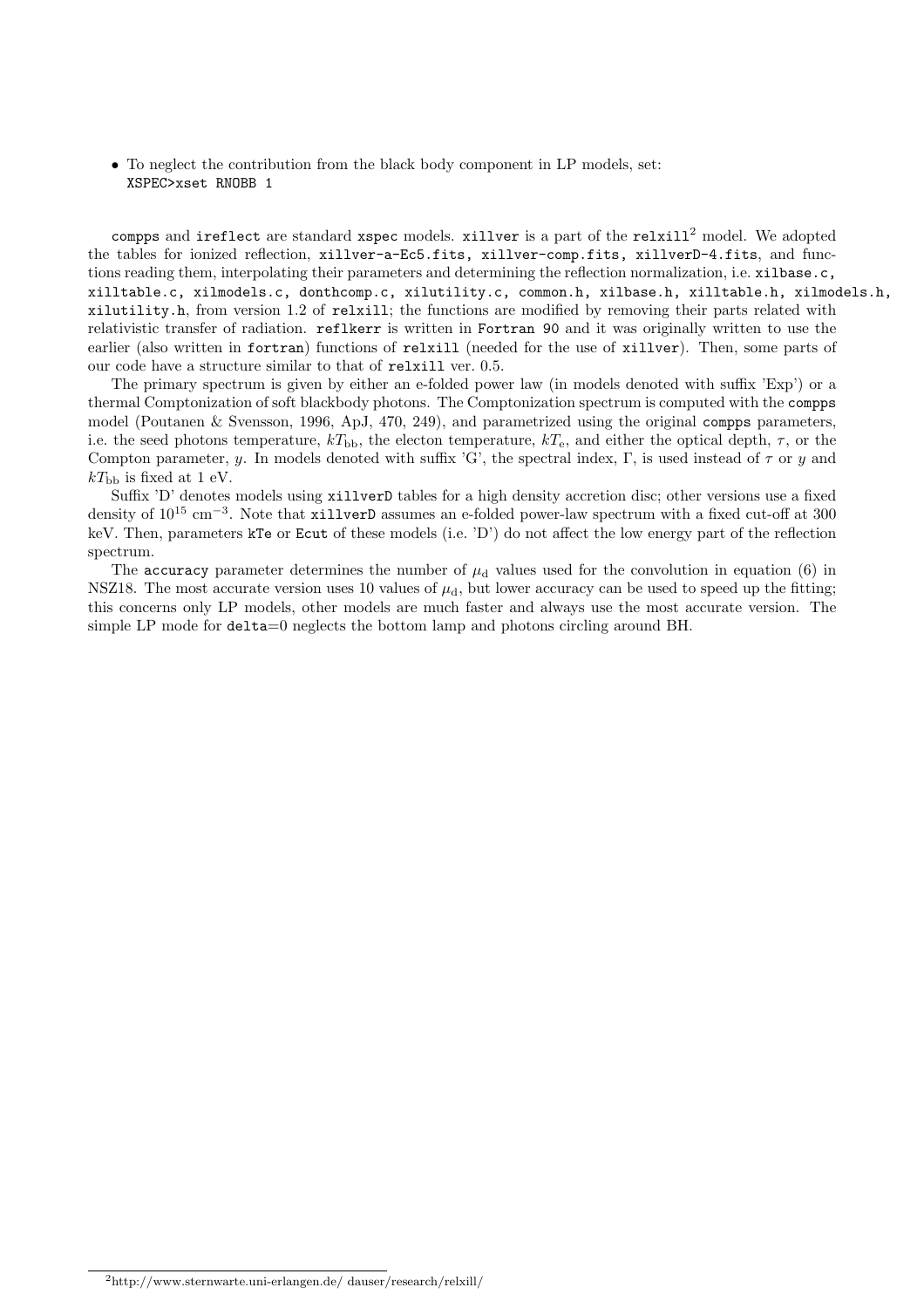- To neglect the contribution from the black body component in LP models, set:
  `XSPEC>xset RNOBB 1`

`compps` and `ireflect` are standard `xspec` models. `xillver` is a part of the `relxill`[2] model. We adopted the tables for ionized reflection, `xillver-a-Ec5.fits, xillver-comp.fits, xillverD-4.fits`, and functions reading them, interpolating their parameters and determining the reflection normalization, i.e. `xilbase.c, xilltable.c, xilmodels.c, donthcomp.c, xilutility.c, common.h, xilbase.h, xilltable.h, xilmodels.h, xilutility.h`, from version 1.2 of `relxill`; the functions are modified by removing their parts related with relativistic transfer of radiation. `reflkerr` is written in `Fortran 90` and it was originally written to use the earlier (also written in `fortran`) functions of `relxill` (needed for the use of `xillver`). Then, some parts of our code have a structure similar to that of `relxill` ver. 0.5.

The primary spectrum is given by either an e-folded power law (in models denoted with suffix 'Exp') or a thermal Comptonization of soft blackbody photons. The Comptonization spectrum is computed with the `compps` model (Poutanen & Svensson, 1996, ApJ, 470, 249), and parametrized using the original `compps` parameters, i.e. the seed photons temperature, $kT_{\rm bb}$, the electon temperature, $kT_{\rm e}$, and either the optical depth, $\tau$, or the Compton parameter, $y$. In models denoted with suffix 'G', the spectral index, $\Gamma$, is used instead of $\tau$ or $y$ and $kT_{\rm bb}$ is fixed at 1 eV.

Suffix 'D' denotes models using `xillverD` tables for a high density accretion disc; other versions use a fixed density of $10^{15}$ cm$^{-3}$. Note that `xillverD` assumes an e-folded power-law spectrum with a fixed cut-off at 300 keV. Then, parameters `kTe` or `Ecut` of these models (i.e. 'D') do not affect the low energy part of the reflection spectrum.

The `accuracy` parameter determines the number of $\mu_{\rm d}$ values used for the convolution in equation (6) in NSZ18. The most accurate version uses 10 values of $\mu_{\rm d}$, but lower accuracy can be used to speed up the fitting; this concerns only LP models, other models are much faster and always use the most accurate version. The simple LP mode for `delta`=0 neglects the bottom lamp and photons circling around BH.

[2] http://www.sternwarte.uni-erlangen.de/ dauser/research/relxill/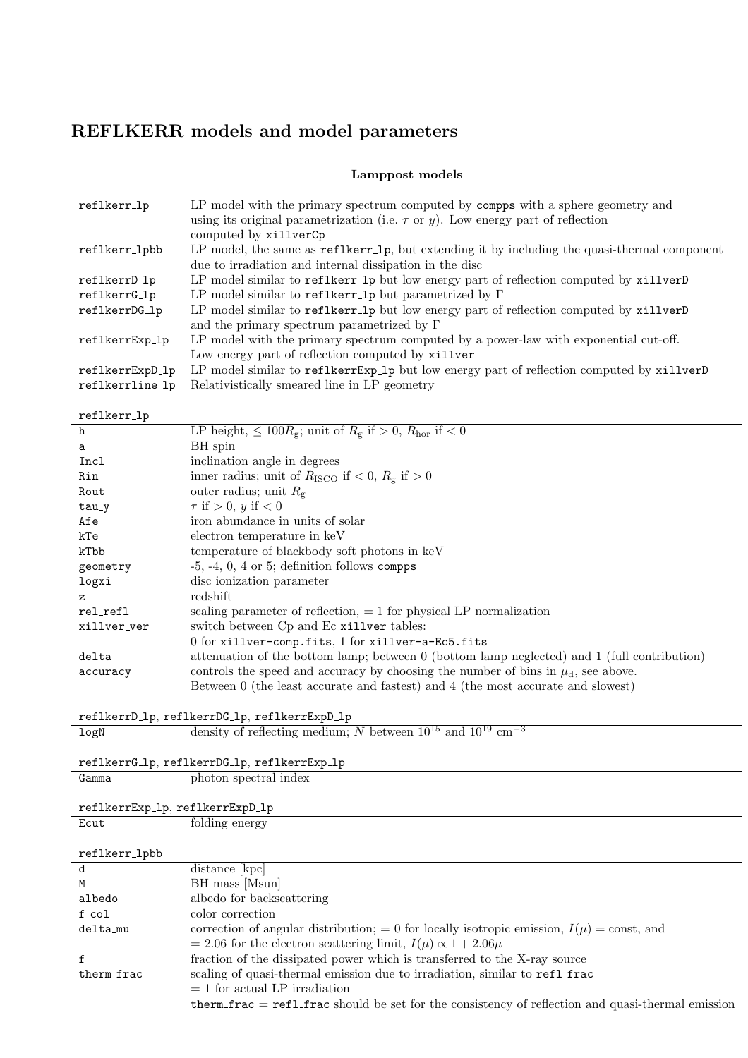# REFLKERR models and model parameters

**Lamppost models**

| | |
|---|---|
| `reflkerr_lp` | LP model with the primary spectrum computed by `compps` with a sphere geometry and using its original parametrization (i.e. $\tau$ or $y$). Low energy part of reflection computed by `xillverCp` |
| `reflkerr_lpbb` | LP model, the same as `reflkerr_lp`, but extending it by including the quasi-thermal component due to irradiation and internal dissipation in the disc |
| `reflkerrD_lp` | LP model similar to `reflkerr_lp` but low energy part of reflection computed by `xillverD` |
| `reflkerrG_lp` | LP model similar to `reflkerr_lp` but parametrized by $\Gamma$ |
| `reflkerrDG_lp` | LP model similar to `reflkerr_lp` but low energy part of reflection computed by `xillverD` and the primary spectrum parametrized by $\Gamma$ |
| `reflkerrExp_lp` | LP model with the primary spectrum computed by a power-law with exponential cut-off. Low energy part of reflection computed by `xillver` |
| `reflkerrExpD_lp` | LP model similar to `reflkerrExp_lp` but low energy part of reflection computed by `xillverD` |
| `reflkerrline_lp` | Relativistically smeared line in LP geometry |

| `reflkerr_lp` | |
|---|---|
| `h` | LP height, $\leq 100 R_{\rm g}$; unit of $R_{\rm g}$ if $> 0$, $R_{\rm hor}$ if $< 0$ |
| `a` | BH spin |
| `Incl` | inclination angle in degrees |
| `Rin` | inner radius; unit of $R_{\rm ISCO}$ if $< 0$, $R_{\rm g}$ if $> 0$ |
| `Rout` | outer radius; unit $R_{\rm g}$ |
| `tau_y` | $\tau$ if $> 0$, $y$ if $< 0$ |
| `Afe` | iron abundance in units of solar |
| `kTe` | electron temperature in keV |
| `kTbb` | temperature of blackbody soft photons in keV |
| `geometry` | -5, -4, 0, 4 or 5; definition follows `compps` |
| `logxi` | disc ionization parameter |
| `z` | redshift |
| `rel_refl` | scaling parameter of reflection, $= 1$ for physical LP normalization |
| `xillver_ver` | switch between Cp and Ec `xillver` tables: 0 for `xillver-comp.fits`, 1 for `xillver-a-Ec5.fits` |
| `delta` | attenuation of the bottom lamp; between 0 (bottom lamp neglected) and 1 (full contribution) |
| `accuracy` | controls the speed and accuracy by choosing the number of bins in $\mu_{\rm d}$, see above. Between 0 (the least accurate and fastest) and 4 (the most accurate and slowest) |

| `reflkerrD_lp`, `reflkerrDG_lp`, `reflkerrExpD_lp` | |
|---|---|
| `logN` | density of reflecting medium; $N$ between $10^{15}$ and $10^{19}$ cm$^{-3}$ |

| `reflkerrG_lp`, `reflkerrDG_lp`, `reflkerrExp_lp` | |
|---|---|
| `Gamma` | photon spectral index |

| `reflkerrExp_lp`, `reflkerrExpD_lp` | |
|---|---|
| `Ecut` | folding energy |

| `reflkerr_lpbb` | |
|---|---|
| `d` | distance [kpc] |
| `M` | BH mass [Msun] |
| `albedo` | albedo for backscattering |
| `f_col` | color correction |
| `delta_mu` | correction of angular distribution; $= 0$ for locally isotropic emission, $I(\mu) = $ const, and $= 2.06$ for the electron scattering limit, $I(\mu) \propto 1 + 2.06\mu$ |
| `f` | fraction of the dissipated power which is transferred to the X-ray source |
| `therm_frac` | scaling of quasi-thermal emission due to irradiation, similar to `refl_frac` $= 1$ for actual LP irradiation. `therm_frac` $=$ `refl_frac` should be set for the consistency of reflection and quasi-thermal emission |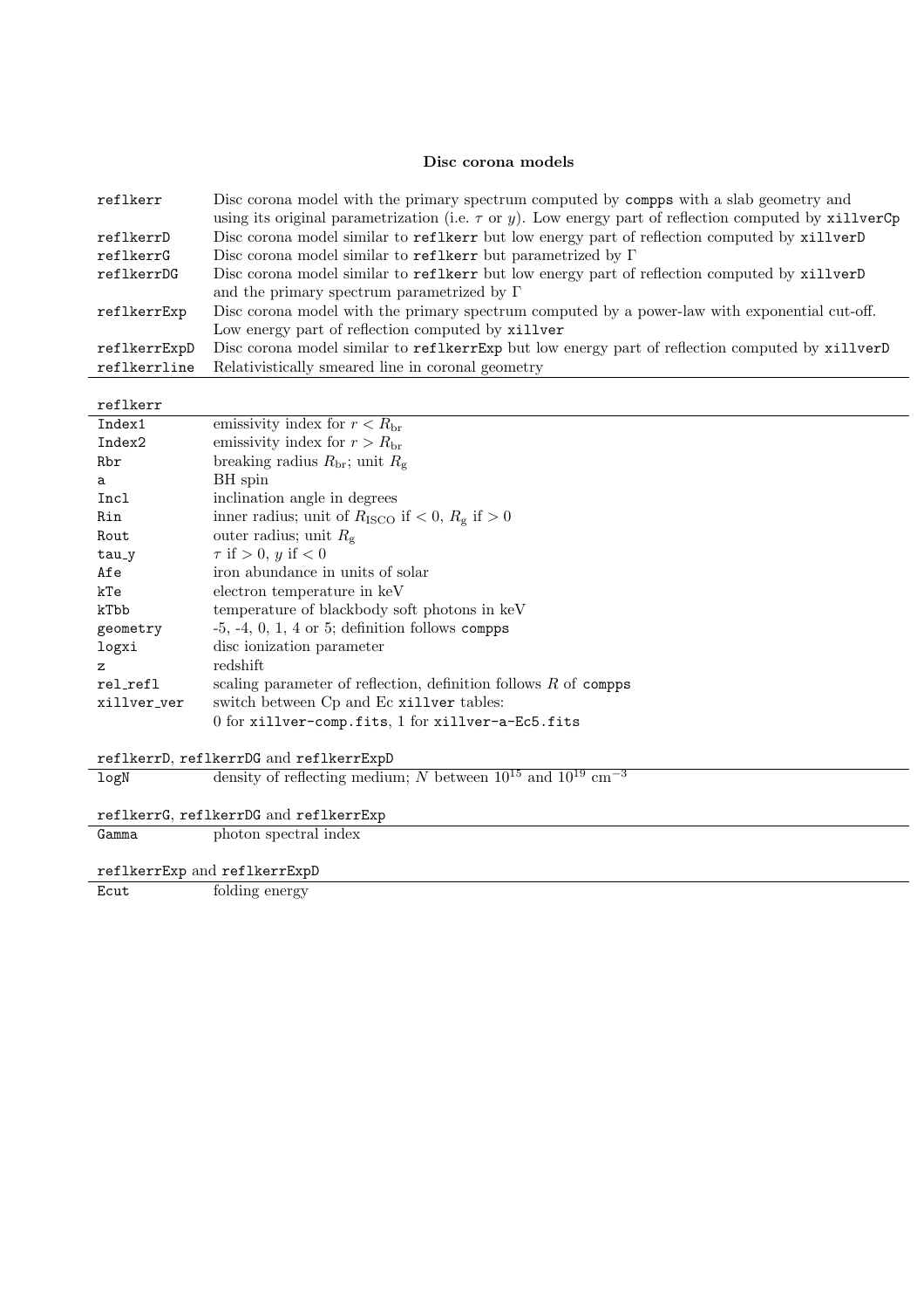### Disc corona models

| | |
|---|---|
| `reflkerr` | Disc corona model with the primary spectrum computed by `compps` with a slab geometry and using its original parametrization (i.e. $\tau$ or $y$). Low energy part of reflection computed by `xillverCp` |
| `reflkerrD` | Disc corona model similar to `reflkerr` but low energy part of reflection computed by `xillverD` |
| `reflkerrG` | Disc corona model similar to `reflkerr` but parametrized by $\Gamma$ |
| `reflkerrDG` | Disc corona model similar to `reflkerr` but low energy part of reflection computed by `xillverD` and the primary spectrum parametrized by $\Gamma$ |
| `reflkerrExp` | Disc corona model with the primary spectrum computed by a power-law with exponential cut-off. Low energy part of reflection computed by `xillver` |
| `reflkerrExpD` | Disc corona model similar to `reflkerrExp` but low energy part of reflection computed by `xillverD` |
| `reflkerrline` | Relativistically smeared line in coronal geometry |

`reflkerr`

| | |
|---|---|
| `Index1` | emissivity index for $r < R_{\rm br}$ |
| `Index2` | emissivity index for $r > R_{\rm br}$ |
| `Rbr` | breaking radius $R_{\rm br}$; unit $R_{\rm g}$ |
| `a` | BH spin |
| `Incl` | inclination angle in degrees |
| `Rin` | inner radius; unit of $R_{\rm ISCO}$ if $< 0$, $R_{\rm g}$ if $> 0$ |
| `Rout` | outer radius; unit $R_{\rm g}$ |
| `tau_y` | $\tau$ if $> 0$, $y$ if $< 0$ |
| `Afe` | iron abundance in units of solar |
| `kTe` | electron temperature in keV |
| `kTbb` | temperature of blackbody soft photons in keV |
| `geometry` | -5, -4, 0, 1, 4 or 5; definition follows `compps` |
| `logxi` | disc ionization parameter |
| `z` | redshift |
| `rel_refl` | scaling parameter of reflection, definition follows $R$ of `compps` |
| `xillver_ver` | switch between Cp and Ec `xillver` tables: 0 for `xillver-comp.fits`, 1 for `xillver-a-Ec5.fits` |

`reflkerrD`, `reflkerrDG` and `reflkerrExpD`

| | |
|---|---|
| `logN` | density of reflecting medium; $N$ between $10^{15}$ and $10^{19}$ cm$^{-3}$ |

`reflkerrG`, `reflkerrDG` and `reflkerrExp`

| | |
|---|---|
| `Gamma` | photon spectral index |

`reflkerrExp` and `reflkerrExpD`

| | |
|---|---|
| `Ecut` | folding energy |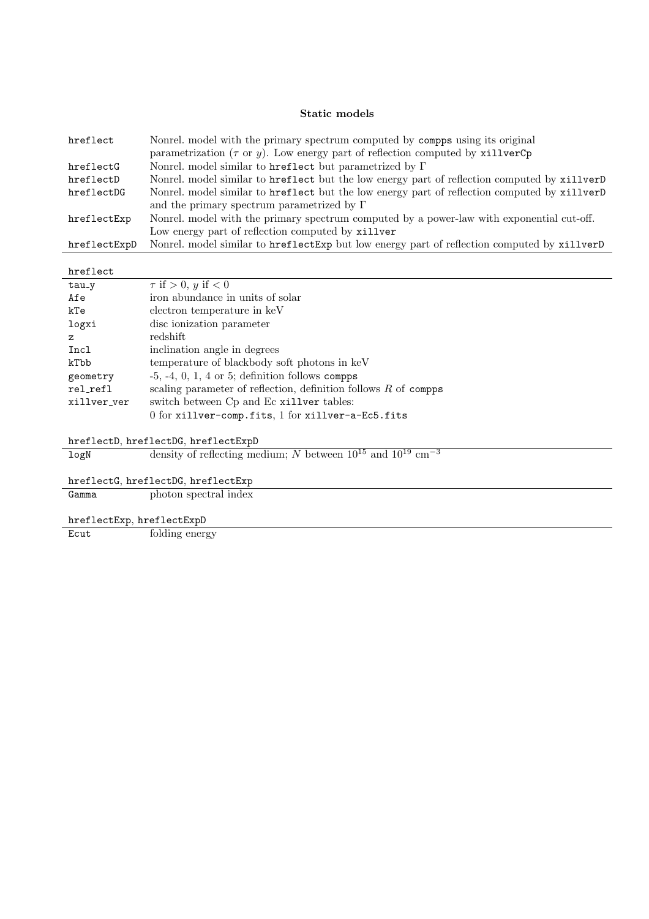**Static models**

| | |
|---|---|
| hreflect | Nonrel. model with the primary spectrum computed by compps using its original parametrization ($\tau$ or $y$). Low energy part of reflection computed by xillverCp |
| hreflectG | Nonrel. model similar to hreflect but parametrized by $\Gamma$ |
| hreflectD | Nonrel. model similar to hreflect but the low energy part of reflection computed by xillverD |
| hreflectDG | Nonrel. model similar to hreflect but the low energy part of reflection computed by xillverD and the primary spectrum parametrized by $\Gamma$ |
| hreflectExp | Nonrel. model with the primary spectrum computed by a power-law with exponential cut-off. Low energy part of reflection computed by xillver |
| hreflectExpD | Nonrel. model similar to hreflectExp but low energy part of reflection computed by xillverD |

| hreflect | |
|---|---|
| tau_y | $\tau$ if $> 0$, $y$ if $< 0$ |
| Afe | iron abundance in units of solar |
| kTe | electron temperature in keV |
| logxi | disc ionization parameter |
| z | redshift |
| Incl | inclination angle in degrees |
| kTbb | temperature of blackbody soft photons in keV |
| geometry | -5, -4, 0, 1, 4 or 5; definition follows compps |
| rel_refl | scaling parameter of reflection, definition follows $R$ of compps |
| xillver_ver | switch between Cp and Ec xillver tables: 0 for xillver-comp.fits, 1 for xillver-a-Ec5.fits |

| hreflectD, hreflectDG, hreflectExpD | |
|---|---|
| logN | density of reflecting medium; $N$ between $10^{15}$ and $10^{19}$ $\mathrm{cm}^{-3}$ |

| hreflectG, hreflectDG, hreflectExp | |
|---|---|
| Gamma | photon spectral index |

| hreflectExp, hreflectExpD | |
|---|---|
| Ecut | folding energy |